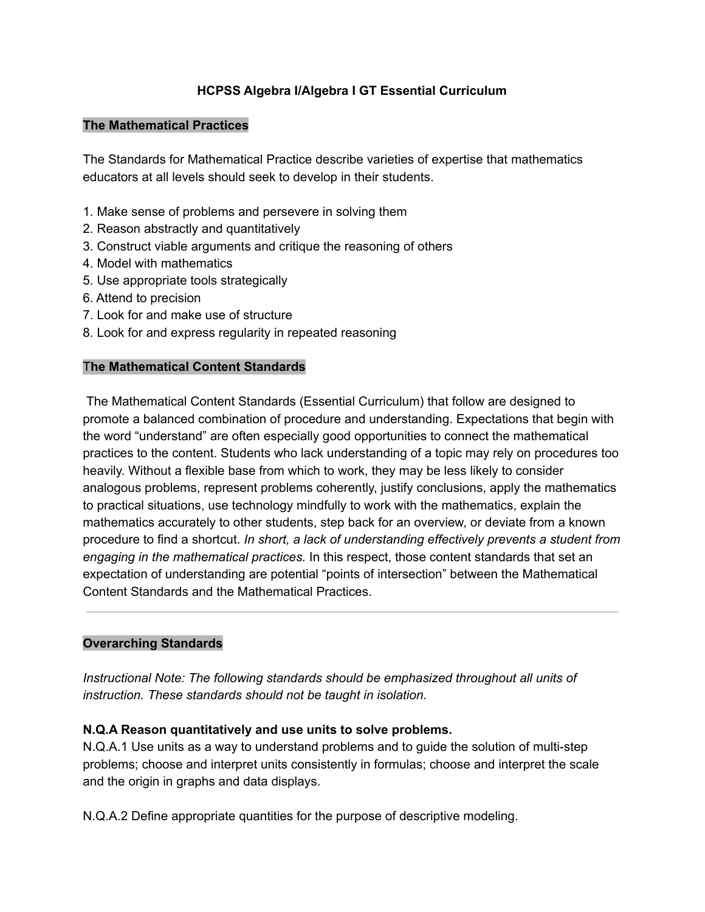# HCPSS Algebra I/Algebra I GT Essential Curriculum

## The Mathematical Practices

The Standards for Mathematical Practice describe varieties of expertise that mathematics educators at all levels should seek to develop in their students.

1. Make sense of problems and persevere in solving them
2. Reason abstractly and quantitatively
3. Construct viable arguments and critique the reasoning of others
4. Model with mathematics
5. Use appropriate tools strategically
6. Attend to precision
7. Look for and make use of structure
8. Look for and express regularity in repeated reasoning

## The Mathematical Content Standards

The Mathematical Content Standards (Essential Curriculum) that follow are designed to promote a balanced combination of procedure and understanding. Expectations that begin with the word "understand" are often especially good opportunities to connect the mathematical practices to the content. Students who lack understanding of a topic may rely on procedures too heavily. Without a flexible base from which to work, they may be less likely to consider analogous problems, represent problems coherently, justify conclusions, apply the mathematics to practical situations, use technology mindfully to work with the mathematics, explain the mathematics accurately to other students, step back for an overview, or deviate from a known procedure to find a shortcut. *In short, a lack of understanding effectively prevents a student from engaging in the mathematical practices.* In this respect, those content standards that set an expectation of understanding are potential "points of intersection" between the Mathematical Content Standards and the Mathematical Practices.

---

## Overarching Standards

*Instructional Note: The following standards should be emphasized throughout all units of instruction. These standards should not be taught in isolation.*

**N.Q.A Reason quantitatively and use units to solve problems.**

N.Q.A.1 Use units as a way to understand problems and to guide the solution of multi-step problems; choose and interpret units consistently in formulas; choose and interpret the scale and the origin in graphs and data displays.

N.Q.A.2 Define appropriate quantities for the purpose of descriptive modeling.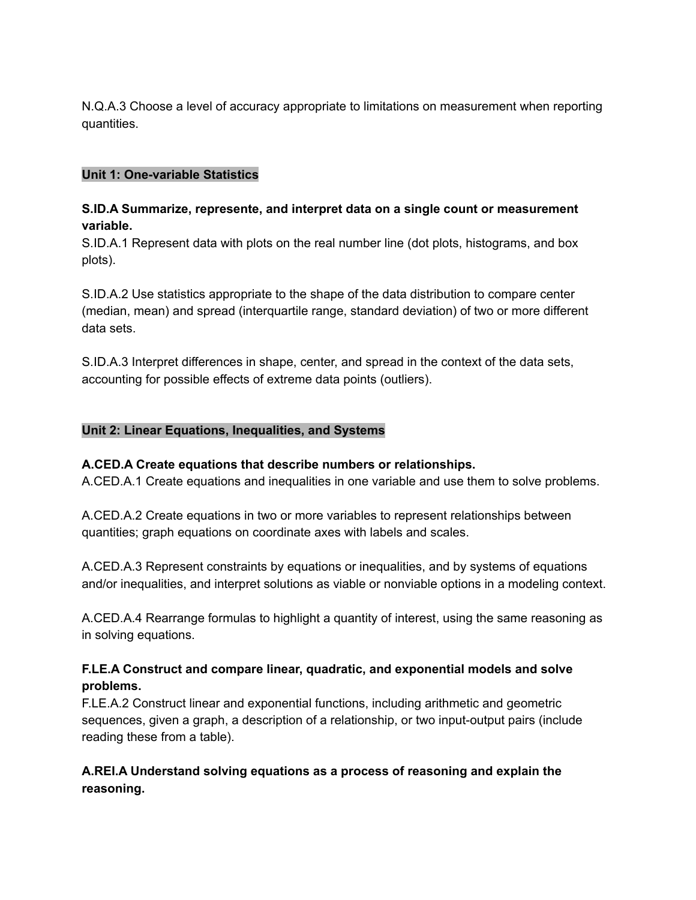N.Q.A.3 Choose a level of accuracy appropriate to limitations on measurement when reporting quantities.

## Unit 1: One-variable Statistics

**S.ID.A Summarize, represente, and interpret data on a single count or measurement variable.**
S.ID.A.1 Represent data with plots on the real number line (dot plots, histograms, and box plots).

S.ID.A.2 Use statistics appropriate to the shape of the data distribution to compare center (median, mean) and spread (interquartile range, standard deviation) of two or more different data sets.

S.ID.A.3 Interpret differences in shape, center, and spread in the context of the data sets, accounting for possible effects of extreme data points (outliers).

## Unit 2: Linear Equations, Inequalities, and Systems

**A.CED.A Create equations that describe numbers or relationships.**
A.CED.A.1 Create equations and inequalities in one variable and use them to solve problems.

A.CED.A.2 Create equations in two or more variables to represent relationships between quantities; graph equations on coordinate axes with labels and scales.

A.CED.A.3 Represent constraints by equations or inequalities, and by systems of equations and/or inequalities, and interpret solutions as viable or nonviable options in a modeling context.

A.CED.A.4 Rearrange formulas to highlight a quantity of interest, using the same reasoning as in solving equations.

**F.LE.A Construct and compare linear, quadratic, and exponential models and solve problems.**
F.LE.A.2 Construct linear and exponential functions, including arithmetic and geometric sequences, given a graph, a description of a relationship, or two input-output pairs (include reading these from a table).

**A.REI.A Understand solving equations as a process of reasoning and explain the reasoning.**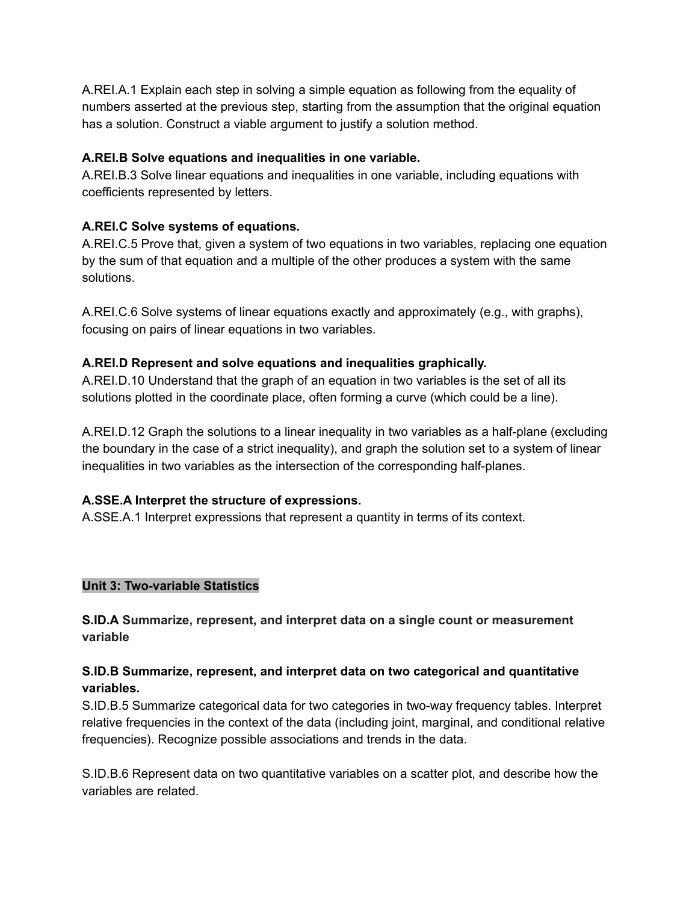A.REI.A.1 Explain each step in solving a simple equation as following from the equality of numbers asserted at the previous step, starting from the assumption that the original equation has a solution. Construct a viable argument to justify a solution method.

**A.REI.B Solve equations and inequalities in one variable.**
A.REI.B.3 Solve linear equations and inequalities in one variable, including equations with coefficients represented by letters.

**A.REI.C Solve systems of equations.**
A.REI.C.5 Prove that, given a system of two equations in two variables, replacing one equation by the sum of that equation and a multiple of the other produces a system with the same solutions.

A.REI.C.6 Solve systems of linear equations exactly and approximately (e.g., with graphs), focusing on pairs of linear equations in two variables.

**A.REI.D Represent and solve equations and inequalities graphically.**
A.REI.D.10 Understand that the graph of an equation in two variables is the set of all its solutions plotted in the coordinate place, often forming a curve (which could be a line).

A.REI.D.12 Graph the solutions to a linear inequality in two variables as a half-plane (excluding the boundary in the case of a strict inequality), and graph the solution set to a system of linear inequalities in two variables as the intersection of the corresponding half-planes.

**A.SSE.A Interpret the structure of expressions.**
A.SSE.A.1 Interpret expressions that represent a quantity in terms of its context.

## Unit 3: Two-variable Statistics

**S.ID.A Summarize, represent, and interpret data on a single count or measurement variable**

**S.ID.B Summarize, represent, and interpret data on two categorical and quantitative variables.**
S.ID.B.5 Summarize categorical data for two categories in two-way frequency tables. Interpret relative frequencies in the context of the data (including joint, marginal, and conditional relative frequencies). Recognize possible associations and trends in the data.

S.ID.B.6 Represent data on two quantitative variables on a scatter plot, and describe how the variables are related.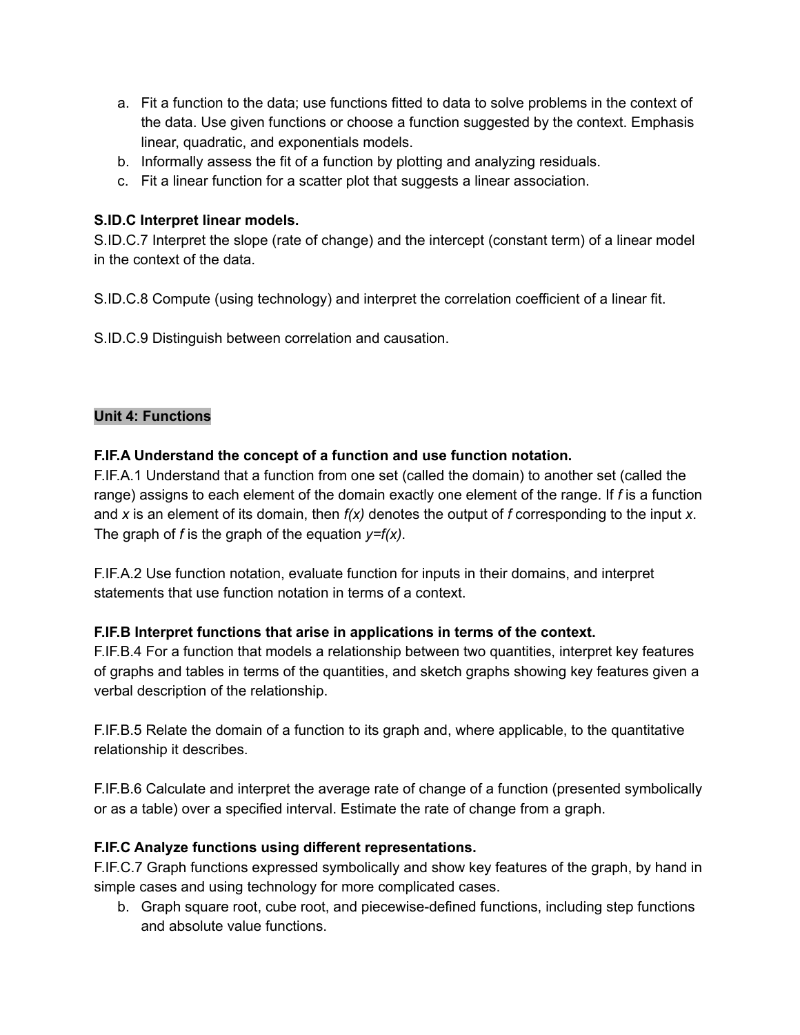a. Fit a function to the data; use functions fitted to data to solve problems in the context of the data. Use given functions or choose a function suggested by the context. Emphasis linear, quadratic, and exponentials models.
b. Informally assess the fit of a function by plotting and analyzing residuals.
c. Fit a linear function for a scatter plot that suggests a linear association.

**S.ID.C Interpret linear models.**
S.ID.C.7 Interpret the slope (rate of change) and the intercept (constant term) of a linear model in the context of the data.

S.ID.C.8 Compute (using technology) and interpret the correlation coefficient of a linear fit.

S.ID.C.9 Distinguish between correlation and causation.

## Unit 4: Functions

**F.IF.A Understand the concept of a function and use function notation.**
F.IF.A.1 Understand that a function from one set (called the domain) to another set (called the range) assigns to each element of the domain exactly one element of the range. If $f$ is a function and $x$ is an element of its domain, then $f(x)$ denotes the output of $f$ corresponding to the input $x$. The graph of $f$ is the graph of the equation $y=f(x)$.

F.IF.A.2 Use function notation, evaluate function for inputs in their domains, and interpret statements that use function notation in terms of a context.

**F.IF.B Interpret functions that arise in applications in terms of the context.**
F.IF.B.4 For a function that models a relationship between two quantities, interpret key features of graphs and tables in terms of the quantities, and sketch graphs showing key features given a verbal description of the relationship.

F.IF.B.5 Relate the domain of a function to its graph and, where applicable, to the quantitative relationship it describes.

F.IF.B.6 Calculate and interpret the average rate of change of a function (presented symbolically or as a table) over a specified interval. Estimate the rate of change from a graph.

**F.IF.C Analyze functions using different representations.**
F.IF.C.7 Graph functions expressed symbolically and show key features of the graph, by hand in simple cases and using technology for more complicated cases.

b. Graph square root, cube root, and piecewise-defined functions, including step functions and absolute value functions.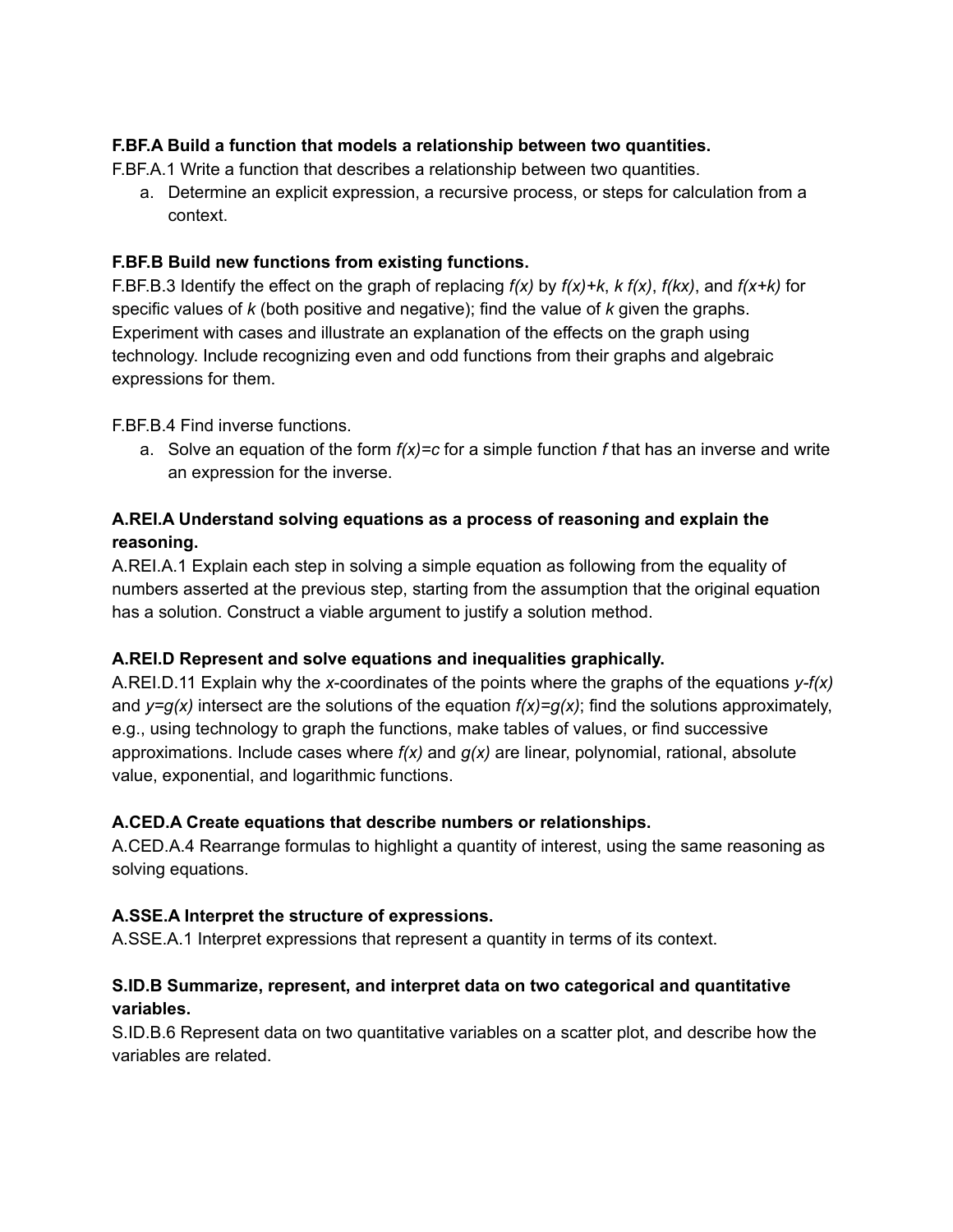**F.BF.A Build a function that models a relationship between two quantities.**

F.BF.A.1 Write a function that describes a relationship between two quantities.

a. Determine an explicit expression, a recursive process, or steps for calculation from a context.

**F.BF.B Build new functions from existing functions.**

F.BF.B.3 Identify the effect on the graph of replacing $f(x)$ by $f(x)+k$, $k\ f(x)$, $f(kx)$, and $f(x+k)$ for specific values of $k$ (both positive and negative); find the value of $k$ given the graphs. Experiment with cases and illustrate an explanation of the effects on the graph using technology. Include recognizing even and odd functions from their graphs and algebraic expressions for them.

F.BF.B.4 Find inverse functions.

a. Solve an equation of the form $f(x)=c$ for a simple function $f$ that has an inverse and write an expression for the inverse.

**A.REI.A Understand solving equations as a process of reasoning and explain the reasoning.**

A.REI.A.1 Explain each step in solving a simple equation as following from the equality of numbers asserted at the previous step, starting from the assumption that the original equation has a solution. Construct a viable argument to justify a solution method.

**A.REI.D Represent and solve equations and inequalities graphically.**

A.REI.D.11 Explain why the $x$-coordinates of the points where the graphs of the equations $y$-$f(x)$ and $y=g(x)$ intersect are the solutions of the equation $f(x)=g(x)$; find the solutions approximately, e.g., using technology to graph the functions, make tables of values, or find successive approximations. Include cases where $f(x)$ and $g(x)$ are linear, polynomial, rational, absolute value, exponential, and logarithmic functions.

**A.CED.A Create equations that describe numbers or relationships.**

A.CED.A.4 Rearrange formulas to highlight a quantity of interest, using the same reasoning as solving equations.

**A.SSE.A Interpret the structure of expressions.**

A.SSE.A.1 Interpret expressions that represent a quantity in terms of its context.

**S.ID.B Summarize, represent, and interpret data on two categorical and quantitative variables.**

S.ID.B.6 Represent data on two quantitative variables on a scatter plot, and describe how the variables are related.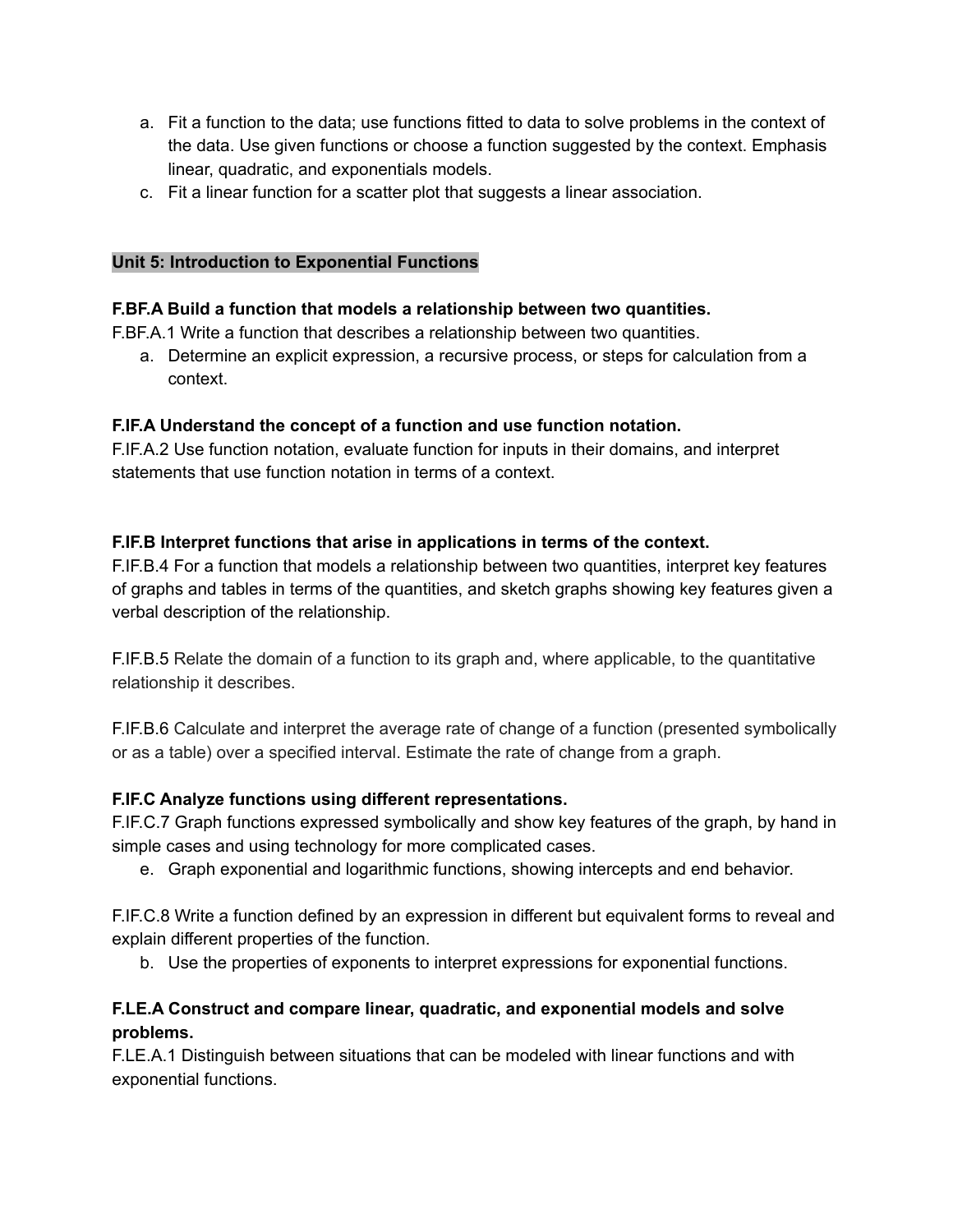a. Fit a function to the data; use functions fitted to data to solve problems in the context of the data. Use given functions or choose a function suggested by the context. Emphasis linear, quadratic, and exponentials models.
c. Fit a linear function for a scatter plot that suggests a linear association.

## Unit 5: Introduction to Exponential Functions

**F.BF.A Build a function that models a relationship between two quantities.**
F.BF.A.1 Write a function that describes a relationship between two quantities.

a. Determine an explicit expression, a recursive process, or steps for calculation from a context.

**F.IF.A Understand the concept of a function and use function notation.**
F.IF.A.2 Use function notation, evaluate function for inputs in their domains, and interpret statements that use function notation in terms of a context.

**F.IF.B Interpret functions that arise in applications in terms of the context.**
F.IF.B.4 For a function that models a relationship between two quantities, interpret key features of graphs and tables in terms of the quantities, and sketch graphs showing key features given a verbal description of the relationship.

F.IF.B.5 Relate the domain of a function to its graph and, where applicable, to the quantitative relationship it describes.

F.IF.B.6 Calculate and interpret the average rate of change of a function (presented symbolically or as a table) over a specified interval. Estimate the rate of change from a graph.

**F.IF.C Analyze functions using different representations.**
F.IF.C.7 Graph functions expressed symbolically and show key features of the graph, by hand in simple cases and using technology for more complicated cases.

e. Graph exponential and logarithmic functions, showing intercepts and end behavior.

F.IF.C.8 Write a function defined by an expression in different but equivalent forms to reveal and explain different properties of the function.

b. Use the properties of exponents to interpret expressions for exponential functions.

**F.LE.A Construct and compare linear, quadratic, and exponential models and solve problems.**
F.LE.A.1 Distinguish between situations that can be modeled with linear functions and with exponential functions.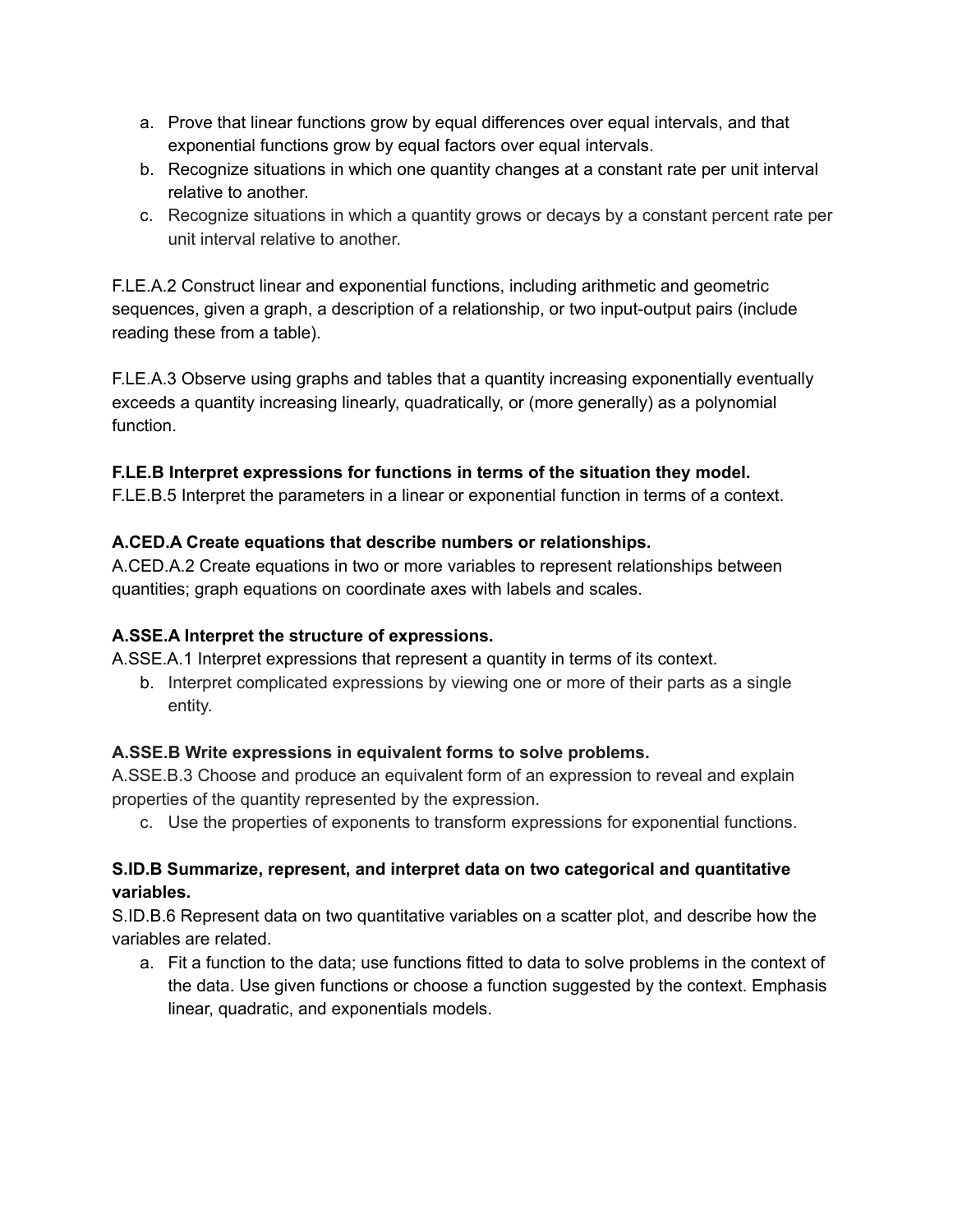a. Prove that linear functions grow by equal differences over equal intervals, and that exponential functions grow by equal factors over equal intervals.
b. Recognize situations in which one quantity changes at a constant rate per unit interval relative to another.
c. Recognize situations in which a quantity grows or decays by a constant percent rate per unit interval relative to another.

F.LE.A.2 Construct linear and exponential functions, including arithmetic and geometric sequences, given a graph, a description of a relationship, or two input-output pairs (include reading these from a table).

F.LE.A.3 Observe using graphs and tables that a quantity increasing exponentially eventually exceeds a quantity increasing linearly, quadratically, or (more generally) as a polynomial function.

**F.LE.B Interpret expressions for functions in terms of the situation they model.**
F.LE.B.5 Interpret the parameters in a linear or exponential function in terms of a context.

**A.CED.A Create equations that describe numbers or relationships.**
A.CED.A.2 Create equations in two or more variables to represent relationships between quantities; graph equations on coordinate axes with labels and scales.

**A.SSE.A Interpret the structure of expressions.**
A.SSE.A.1 Interpret expressions that represent a quantity in terms of its context.

b. Interpret complicated expressions by viewing one or more of their parts as a single entity.

**A.SSE.B Write expressions in equivalent forms to solve problems.**
A.SSE.B.3 Choose and produce an equivalent form of an expression to reveal and explain properties of the quantity represented by the expression.

c. Use the properties of exponents to transform expressions for exponential functions.

**S.ID.B Summarize, represent, and interpret data on two categorical and quantitative variables.**
S.ID.B.6 Represent data on two quantitative variables on a scatter plot, and describe how the variables are related.

a. Fit a function to the data; use functions fitted to data to solve problems in the context of the data. Use given functions or choose a function suggested by the context. Emphasis linear, quadratic, and exponentials models.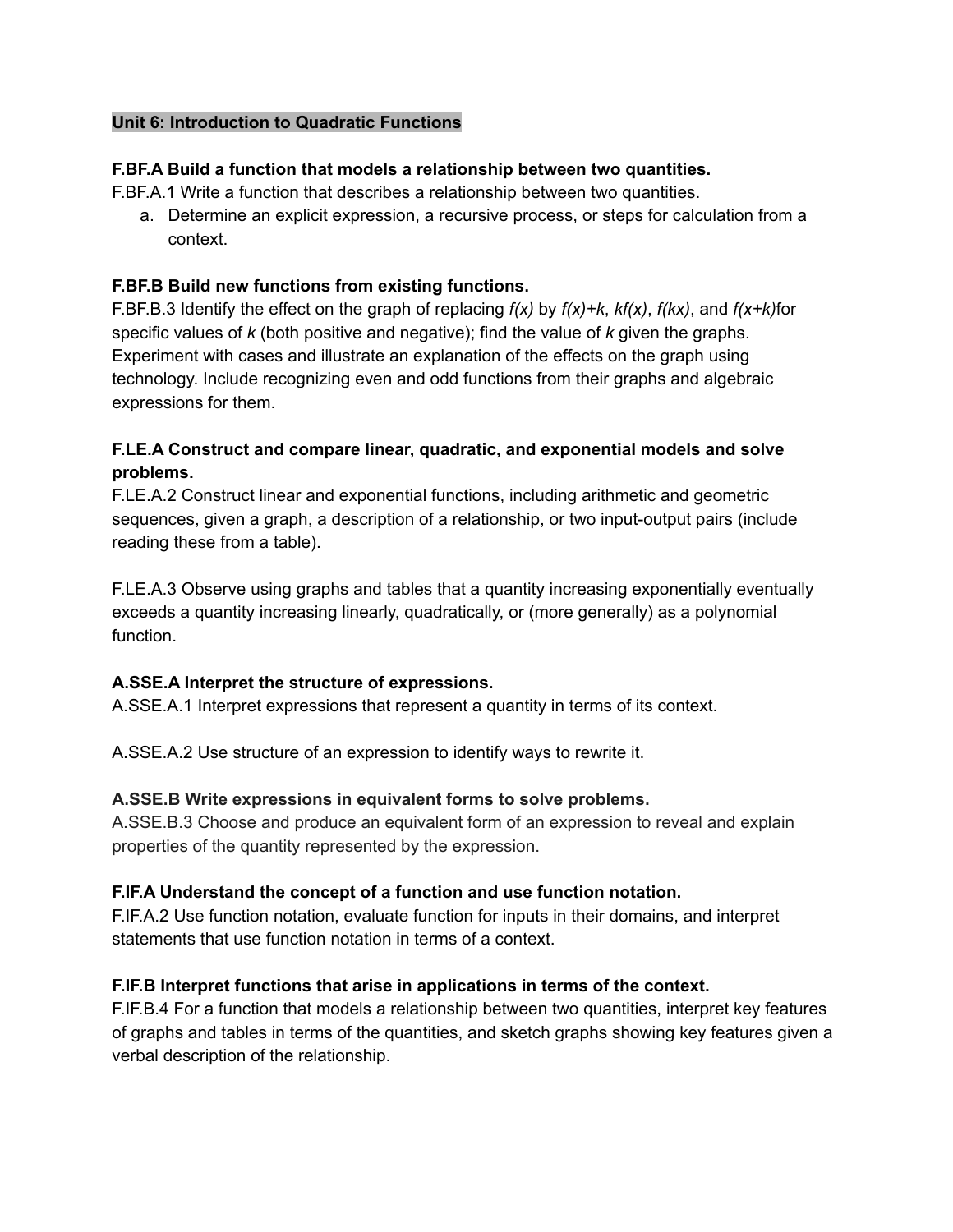**Unit 6: Introduction to Quadratic Functions**

**F.BF.A Build a function that models a relationship between two quantities.**

F.BF.A.1 Write a function that describes a relationship between two quantities.

a. Determine an explicit expression, a recursive process, or steps for calculation from a context.

**F.BF.B Build new functions from existing functions.**

F.BF.B.3 Identify the effect on the graph of replacing $f(x)$ by $f(x)+k$, $kf(x)$, $f(kx)$, and $f(x+k)$for specific values of $k$ (both positive and negative); find the value of $k$ given the graphs. Experiment with cases and illustrate an explanation of the effects on the graph using technology. Include recognizing even and odd functions from their graphs and algebraic expressions for them.

**F.LE.A Construct and compare linear, quadratic, and exponential models and solve problems.**

F.LE.A.2 Construct linear and exponential functions, including arithmetic and geometric sequences, given a graph, a description of a relationship, or two input-output pairs (include reading these from a table).

F.LE.A.3 Observe using graphs and tables that a quantity increasing exponentially eventually exceeds a quantity increasing linearly, quadratically, or (more generally) as a polynomial function.

**A.SSE.A Interpret the structure of expressions.**

A.SSE.A.1 Interpret expressions that represent a quantity in terms of its context.

A.SSE.A.2 Use structure of an expression to identify ways to rewrite it.

**A.SSE.B Write expressions in equivalent forms to solve problems.**

A.SSE.B.3 Choose and produce an equivalent form of an expression to reveal and explain properties of the quantity represented by the expression.

**F.IF.A Understand the concept of a function and use function notation.**

F.IF.A.2 Use function notation, evaluate function for inputs in their domains, and interpret statements that use function notation in terms of a context.

**F.IF.B Interpret functions that arise in applications in terms of the context.**

F.IF.B.4 For a function that models a relationship between two quantities, interpret key features of graphs and tables in terms of the quantities, and sketch graphs showing key features given a verbal description of the relationship.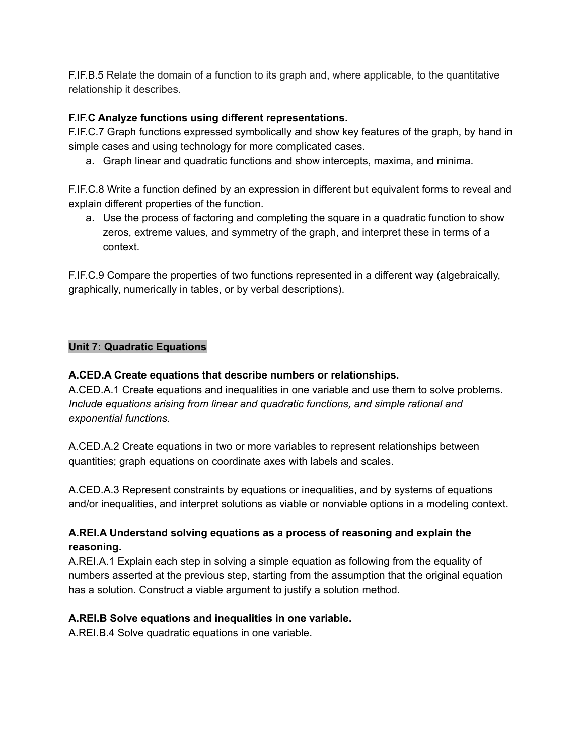F.IF.B.5 Relate the domain of a function to its graph and, where applicable, to the quantitative relationship it describes.

**F.IF.C Analyze functions using different representations.**
F.IF.C.7 Graph functions expressed symbolically and show key features of the graph, by hand in simple cases and using technology for more complicated cases.

a. Graph linear and quadratic functions and show intercepts, maxima, and minima.

F.IF.C.8 Write a function defined by an expression in different but equivalent forms to reveal and explain different properties of the function.

a. Use the process of factoring and completing the square in a quadratic function to show zeros, extreme values, and symmetry of the graph, and interpret these in terms of a context.

F.IF.C.9 Compare the properties of two functions represented in a different way (algebraically, graphically, numerically in tables, or by verbal descriptions).

**Unit 7: Quadratic Equations**

**A.CED.A Create equations that describe numbers or relationships.**
A.CED.A.1 Create equations and inequalities in one variable and use them to solve problems. *Include equations arising from linear and quadratic functions, and simple rational and exponential functions.*

A.CED.A.2 Create equations in two or more variables to represent relationships between quantities; graph equations on coordinate axes with labels and scales.

A.CED.A.3 Represent constraints by equations or inequalities, and by systems of equations and/or inequalities, and interpret solutions as viable or nonviable options in a modeling context.

**A.REI.A Understand solving equations as a process of reasoning and explain the reasoning.**
A.REI.A.1 Explain each step in solving a simple equation as following from the equality of numbers asserted at the previous step, starting from the assumption that the original equation has a solution. Construct a viable argument to justify a solution method.

**A.REI.B Solve equations and inequalities in one variable.**
A.REI.B.4 Solve quadratic equations in one variable.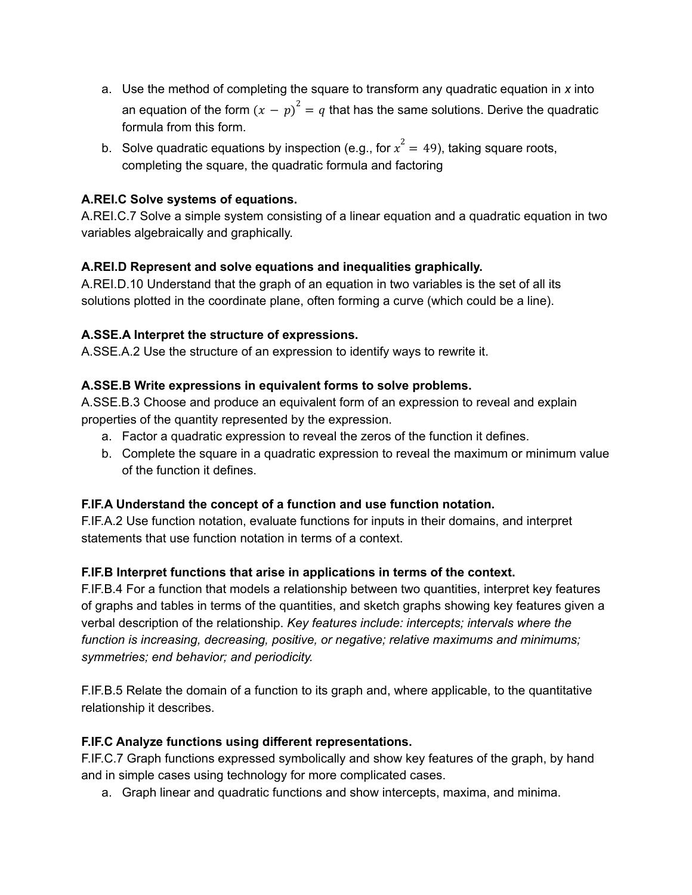a. Use the method of completing the square to transform any quadratic equation in $x$ into an equation of the form $(x - p)^2 = q$ that has the same solutions. Derive the quadratic formula from this form.
b. Solve quadratic equations by inspection (e.g., for $x^2 = 49$), taking square roots, completing the square, the quadratic formula and factoring

**A.REI.C Solve systems of equations.**
A.REI.C.7 Solve a simple system consisting of a linear equation and a quadratic equation in two variables algebraically and graphically.

**A.REI.D Represent and solve equations and inequalities graphically.**
A.REI.D.10 Understand that the graph of an equation in two variables is the set of all its solutions plotted in the coordinate plane, often forming a curve (which could be a line).

**A.SSE.A Interpret the structure of expressions.**
A.SSE.A.2 Use the structure of an expression to identify ways to rewrite it.

**A.SSE.B Write expressions in equivalent forms to solve problems.**
A.SSE.B.3 Choose and produce an equivalent form of an expression to reveal and explain properties of the quantity represented by the expression.

a. Factor a quadratic expression to reveal the zeros of the function it defines.
b. Complete the square in a quadratic expression to reveal the maximum or minimum value of the function it defines.

**F.IF.A Understand the concept of a function and use function notation.**
F.IF.A.2 Use function notation, evaluate functions for inputs in their domains, and interpret statements that use function notation in terms of a context.

**F.IF.B Interpret functions that arise in applications in terms of the context.**
F.IF.B.4 For a function that models a relationship between two quantities, interpret key features of graphs and tables in terms of the quantities, and sketch graphs showing key features given a verbal description of the relationship. *Key features include: intercepts; intervals where the function is increasing, decreasing, positive, or negative; relative maximums and minimums; symmetries; end behavior; and periodicity.*

F.IF.B.5 Relate the domain of a function to its graph and, where applicable, to the quantitative relationship it describes.

**F.IF.C Analyze functions using different representations.**
F.IF.C.7 Graph functions expressed symbolically and show key features of the graph, by hand and in simple cases using technology for more complicated cases.

a. Graph linear and quadratic functions and show intercepts, maxima, and minima.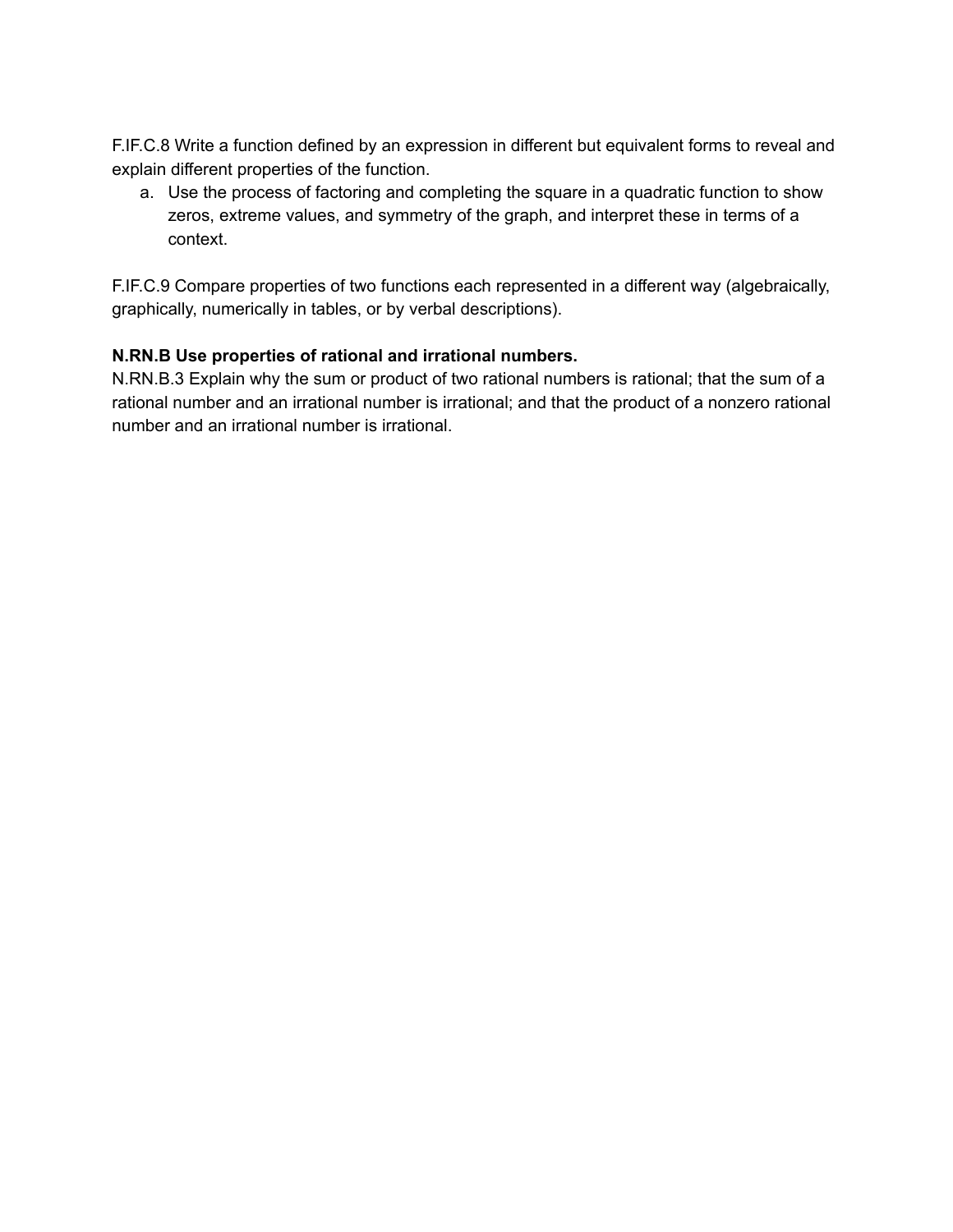F.IF.C.8 Write a function defined by an expression in different but equivalent forms to reveal and explain different properties of the function.

a. Use the process of factoring and completing the square in a quadratic function to show zeros, extreme values, and symmetry of the graph, and interpret these in terms of a context.

F.IF.C.9 Compare properties of two functions each represented in a different way (algebraically, graphically, numerically in tables, or by verbal descriptions).

**N.RN.B Use properties of rational and irrational numbers.**

N.RN.B.3 Explain why the sum or product of two rational numbers is rational; that the sum of a rational number and an irrational number is irrational; and that the product of a nonzero rational number and an irrational number is irrational.